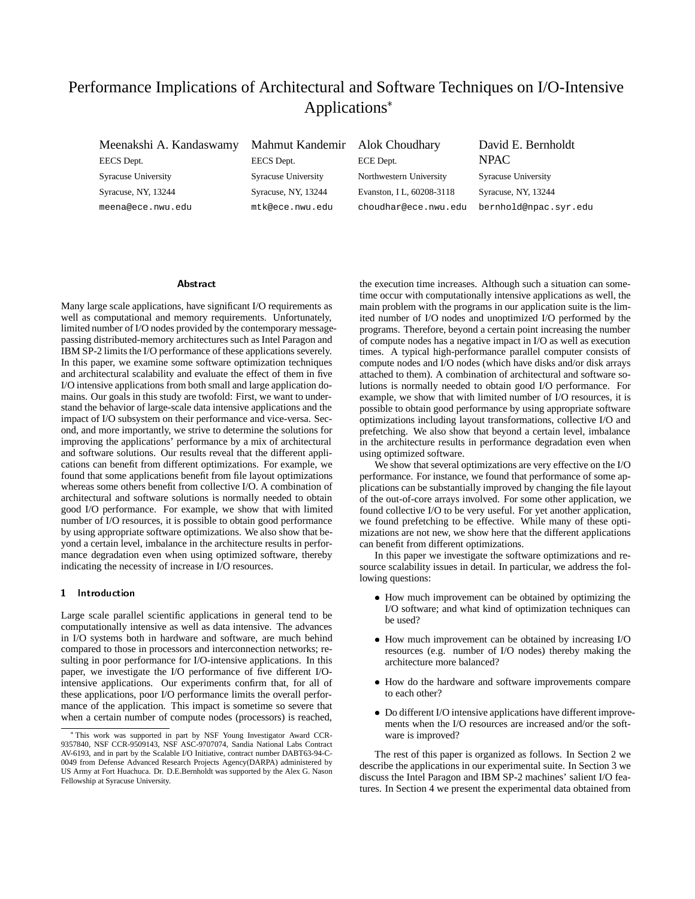# Performance Implications of Architectural and Software Techniques on I/O-Intensive Applications*

Meenakshi A. Kandaswamy
EECS Dept.
Syracuse University
Syracuse, NY, 13244
meena@ece.nwu.edu

Mahmut Kandemir
EECS Dept.
Syracuse University
Syracuse, NY, 13244
mtk@ece.nwu.edu

Alok Choudhary
ECE Dept.
Northwestern University
Evanston, I L, 60208-3118
choudhar@ece.nwu.edu

David E. Bernholdt
NPAC
Syracuse University
Syracuse, NY, 13244
bernhold@npac.syr.edu

## Abstract

Many large scale applications, have significant I/O requirements as well as computational and memory requirements. Unfortunately, limited number of I/O nodes provided by the contemporary message-passing distributed-memory architectures such as Intel Paragon and IBM SP-2 limits the I/O performance of these applications severely. In this paper, we examine some software optimization techniques and architectural scalability and evaluate the effect of them in five I/O intensive applications from both small and large application domains. Our goals in this study are twofold: First, we want to understand the behavior of large-scale data intensive applications and the impact of I/O subsystem on their performance and vice-versa. Second, and more importantly, we strive to determine the solutions for improving the applications' performance by a mix of architectural and software solutions. Our results reveal that the different applications can benefit from different optimizations. For example, we found that some applications benefit from file layout optimizations whereas some others benefit from collective I/O. A combination of architectural and software solutions is normally needed to obtain good I/O performance. For example, we show that with limited number of I/O resources, it is possible to obtain good performance by using appropriate software optimizations. We also show that beyond a certain level, imbalance in the architecture results in performance degradation even when using optimized software, thereby indicating the necessity of increase in I/O resources.

## 1 Introduction

Large scale parallel scientific applications in general tend to be computationally intensive as well as data intensive. The advances in I/O systems both in hardware and software, are much behind compared to those in processors and interconnection networks; resulting in poor performance for I/O-intensive applications. In this paper, we investigate the I/O performance of five different I/O-intensive applications. Our experiments confirm that, for all of these applications, poor I/O performance limits the overall performance of the application. This impact is sometime so severe that when a certain number of compute nodes (processors) is reached, the execution time increases. Although such a situation can sometime occur with computationally intensive applications as well, the main problem with the programs in our application suite is the limited number of I/O nodes and unoptimized I/O performed by the programs. Therefore, beyond a certain point increasing the number of compute nodes has a negative impact in I/O as well as execution times. A typical high-performance parallel computer consists of compute nodes and I/O nodes (which have disks and/or disk arrays attached to them). A combination of architectural and software solutions is normally needed to obtain good I/O performance. For example, we show that with limited number of I/O resources, it is possible to obtain good performance by using appropriate software optimizations including layout transformations, collective I/O and prefetching. We also show that beyond a certain level, imbalance in the architecture results in performance degradation even when using optimized software.

We show that several optimizations are very effective on the I/O performance. For instance, we found that performance of some applications can be substantially improved by changing the file layout of the out-of-core arrays involved. For some other application, we found collective I/O to be very useful. For yet another application, we found prefetching to be effective. While many of these optimizations are not new, we show here that the different applications can benefit from different optimizations.

In this paper we investigate the software optimizations and resource scalability issues in detail. In particular, we address the following questions:

- How much improvement can be obtained by optimizing the I/O software; and what kind of optimization techniques can be used?
- How much improvement can be obtained by increasing I/O resources (e.g. number of I/O nodes) thereby making the architecture more balanced?
- How do the hardware and software improvements compare to each other?
- Do different I/O intensive applications have different improvements when the I/O resources are increased and/or the software is improved?

The rest of this paper is organized as follows. In Section 2 we describe the applications in our experimental suite. In Section 3 we discuss the Intel Paragon and IBM SP-2 machines' salient I/O features. In Section 4 we present the experimental data obtained from

---

* This work was supported in part by NSF Young Investigator Award CCR-9357840, NSF CCR-9509143, NSF ASC-9707074, Sandia National Labs Contract AV-6193, and in part by the Scalable I/O Initiative, contract number DABT63-94-C-0049 from Defense Advanced Research Projects Agency(DARPA) administered by US Army at Fort Huachuca. Dr. D.E.Bernholdt was supported by the Alex G. Nason Fellowship at Syracuse University.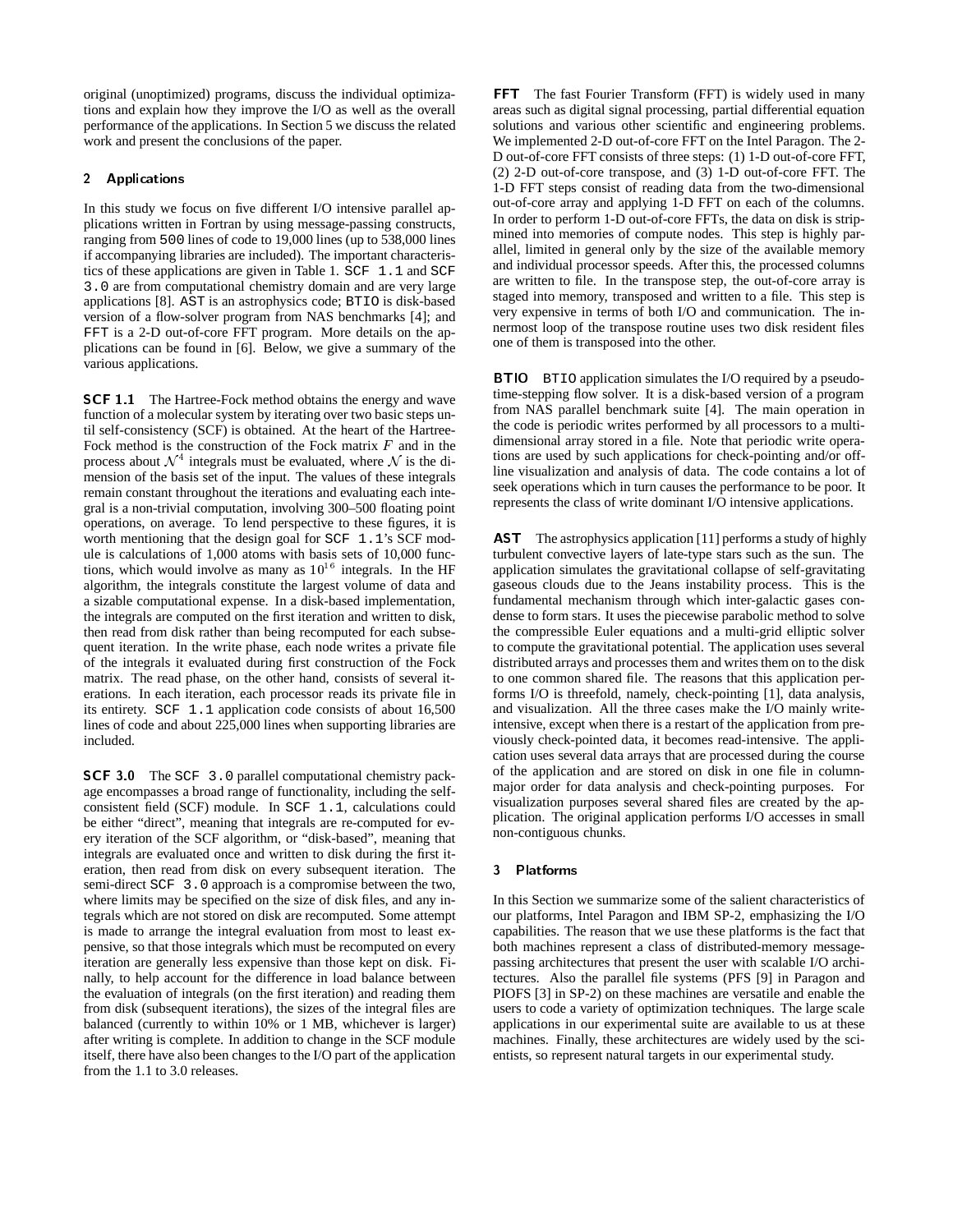original (unoptimized) programs, discuss the individual optimizations and explain how they improve the I/O as well as the overall performance of the applications. In Section 5 we discuss the related work and present the conclusions of the paper.

## 2 Applications

In this study we focus on five different I/O intensive parallel applications written in Fortran by using message-passing constructs, ranging from 500 lines of code to 19,000 lines (up to 538,000 lines if accompanying libraries are included). The important characteristics of these applications are given in Table 1. SCF 1.1 and SCF 3.0 are from computational chemistry domain and are very large applications [8]. AST is an astrophysics code; BTIO is disk-based version of a flow-solver program from NAS benchmarks [4]; and FFT is a 2-D out-of-core FFT program. More details on the applications can be found in [6]. Below, we give a summary of the various applications.

**SCF 1.1** The Hartree-Fock method obtains the energy and wave function of a molecular system by iterating over two basic steps until self-consistency (SCF) is obtained. At the heart of the Hartree-Fock method is the construction of the Fock matrix $F$ and in the process about $\mathcal{N}^4$ integrals must be evaluated, where $\mathcal{N}$ is the dimension of the basis set of the input. The values of these integrals remain constant throughout the iterations and evaluating each integral is a non-trivial computation, involving 300–500 floating point operations, on average. To lend perspective to these figures, it is worth mentioning that the design goal for SCF 1.1's SCF module is calculations of 1,000 atoms with basis sets of 10,000 functions, which would involve as many as $10^{16}$ integrals. In the HF algorithm, the integrals constitute the largest volume of data and a sizable computational expense. In a disk-based implementation, the integrals are computed on the first iteration and written to disk, then read from disk rather than being recomputed for each subsequent iteration. In the write phase, each node writes a private file of the integrals it evaluated during first construction of the Fock matrix. The read phase, on the other hand, consists of several iterations. In each iteration, each processor reads its private file in its entirety. SCF 1.1 application code consists of about 16,500 lines of code and about 225,000 lines when supporting libraries are included.

**SCF 3.0** The SCF 3.0 parallel computational chemistry package encompasses a broad range of functionality, including the self-consistent field (SCF) module. In SCF 1.1, calculations could be either "direct", meaning that integrals are re-computed for every iteration of the SCF algorithm, or "disk-based", meaning that integrals are evaluated once and written to disk during the first iteration, then read from disk on every subsequent iteration. The semi-direct SCF 3.0 approach is a compromise between the two, where limits may be specified on the size of disk files, and any integrals which are not stored on disk are recomputed. Some attempt is made to arrange the integral evaluation from most to least expensive, so that those integrals which must be recomputed on every iteration are generally less expensive than those kept on disk. Finally, to help account for the difference in load balance between the evaluation of integrals (on the first iteration) and reading them from disk (subsequent iterations), the sizes of the integral files are balanced (currently to within 10% or 1 MB, whichever is larger) after writing is complete. In addition to change in the SCF module itself, there have also been changes to the I/O part of the application from the 1.1 to 3.0 releases.

**FFT** The fast Fourier Transform (FFT) is widely used in many areas such as digital signal processing, partial differential equation solutions and various other scientific and engineering problems. We implemented 2-D out-of-core FFT on the Intel Paragon. The 2-D out-of-core FFT consists of three steps: (1) 1-D out-of-core FFT, (2) 2-D out-of-core transpose, and (3) 1-D out-of-core FFT. The 1-D FFT steps consist of reading data from the two-dimensional out-of-core array and applying 1-D FFT on each of the columns. In order to perform 1-D out-of-core FFTs, the data on disk is strip-mined into memories of compute nodes. This step is highly parallel, limited in general only by the size of the available memory and individual processor speeds. After this, the processed columns are written to file. In the transpose step, the out-of-core array is staged into memory, transposed and written to a file. This step is very expensive in terms of both I/O and communication. The innermost loop of the transpose routine uses two disk resident files one of them is transposed into the other.

**BTIO** BTIO application simulates the I/O required by a pseudo-time-stepping flow solver. It is a disk-based version of a program from NAS parallel benchmark suite [4]. The main operation in the code is periodic writes performed by all processors to a multi-dimensional array stored in a file. Note that periodic write operations are used by such applications for check-pointing and/or off-line visualization and analysis of data. The code contains a lot of seek operations which in turn causes the performance to be poor. It represents the class of write dominant I/O intensive applications.

**AST** The astrophysics application [11] performs a study of highly turbulent convective layers of late-type stars such as the sun. The application simulates the gravitational collapse of self-gravitating gaseous clouds due to the Jeans instability process. This is the fundamental mechanism through which inter-galactic gases condense to form stars. It uses the piecewise parabolic method to solve the compressible Euler equations and a multi-grid elliptic solver to compute the gravitational potential. The application uses several distributed arrays and processes them and writes them on to the disk to one common shared file. The reasons that this application performs I/O is threefold, namely, check-pointing [1], data analysis, and visualization. All the three cases make the I/O mainly write-intensive, except when there is a restart of the application from previously check-pointed data, it becomes read-intensive. The application uses several data arrays that are processed during the course of the application and are stored on disk in one file in column-major order for data analysis and check-pointing purposes. For visualization purposes several shared files are created by the application. The original application performs I/O accesses in small non-contiguous chunks.

## 3 Platforms

In this Section we summarize some of the salient characteristics of our platforms, Intel Paragon and IBM SP-2, emphasizing the I/O capabilities. The reason that we use these platforms is the fact that both machines represent a class of distributed-memory message-passing architectures that present the user with scalable I/O architectures. Also the parallel file systems (PFS [9] in Paragon and PIOFS [3] in SP-2) on these machines are versatile and enable the users to code a variety of optimization techniques. The large scale applications in our experimental suite are available to us at these machines. Finally, these architectures are widely used by the scientists, so represent natural targets in our experimental study.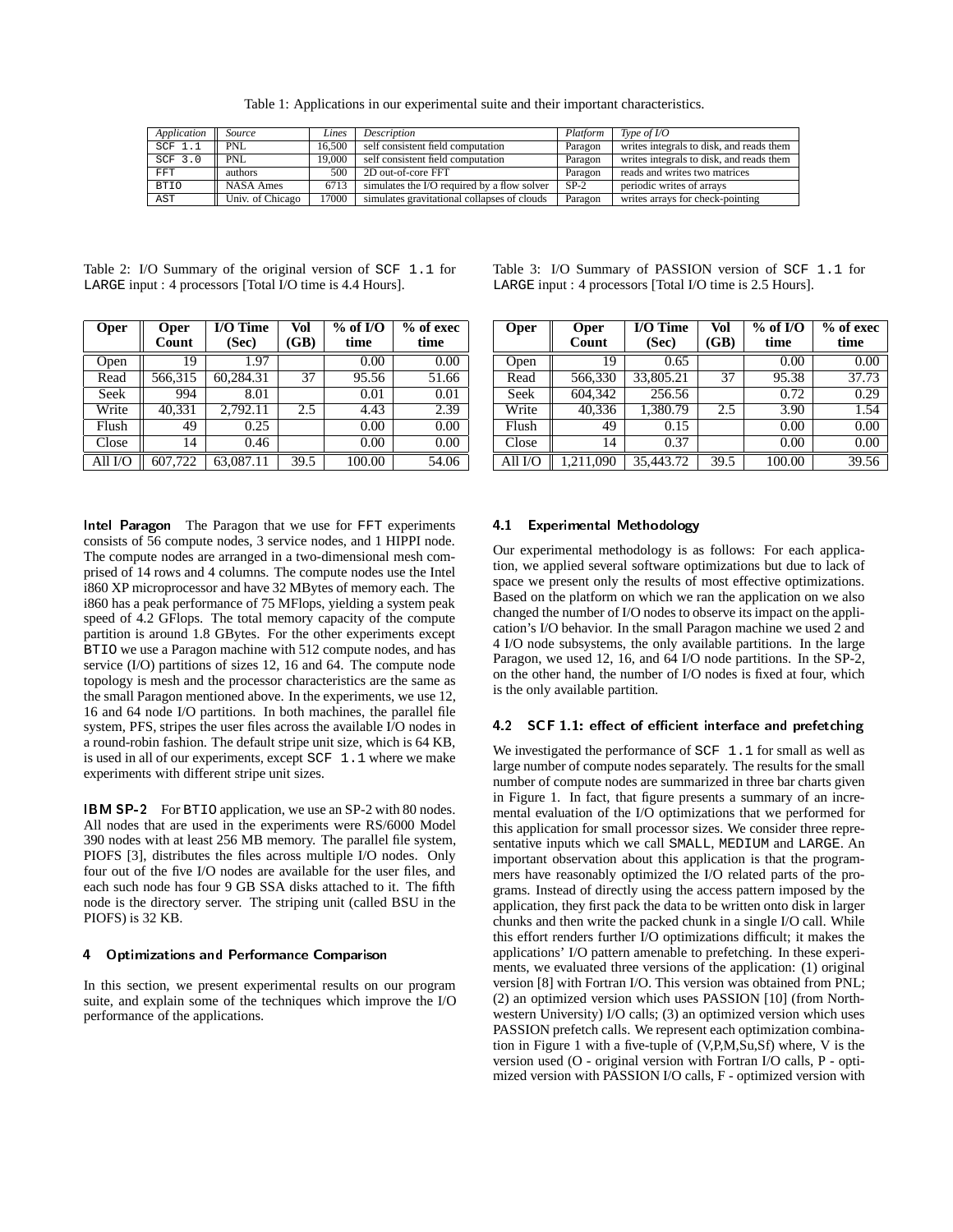Table 1: Applications in our experimental suite and their important characteristics.

| *Application* | *Source* | *Lines* | *Description* | *Platform* | *Type of I/O* |
|---|---|---|---|---|---|
| SCF 1.1 | PNL | 16,500 | self consistent field computation | Paragon | writes integrals to disk, and reads them |
| SCF 3.0 | PNL | 19,000 | self consistent field computation | Paragon | writes integrals to disk, and reads them |
| FFT | authors | 500 | 2D out-of-core FFT | Paragon | reads and writes two matrices |
| BTIO | NASA Ames | 6713 | simulates the I/O required by a flow solver | SP-2 | periodic writes of arrays |
| AST | Univ. of Chicago | 17000 | simulates gravitational collapses of clouds | Paragon | writes arrays for check-pointing |

Table 2: I/O Summary of the original version of SCF 1.1 for LARGE input : 4 processors [Total I/O time is 4.4 Hours].

| **Oper** | **Oper Count** | **I/O Time (Sec)** | **Vol (GB)** | **% of I/O time** | **% of exec time** |
|---|---|---|---|---|---|
| Open | 19 | 1.97 | | 0.00 | 0.00 |
| Read | 566,315 | 60,284.31 | 37 | 95.56 | 51.66 |
| Seek | 994 | 8.01 | | 0.01 | 0.01 |
| Write | 40,331 | 2,792.11 | 2.5 | 4.43 | 2.39 |
| Flush | 49 | 0.25 | | 0.00 | 0.00 |
| Close | 14 | 0.46 | | 0.00 | 0.00 |
| All I/O | 607,722 | 63,087.11 | 39.5 | 100.00 | 54.06 |

Table 3: I/O Summary of PASSION version of SCF 1.1 for LARGE input : 4 processors [Total I/O time is 2.5 Hours].

| **Oper** | **Oper Count** | **I/O Time (Sec)** | **Vol (GB)** | **% of I/O time** | **% of exec time** |
|---|---|---|---|---|---|
| Open | 19 | 0.65 | | 0.00 | 0.00 |
| Read | 566,330 | 33,805.21 | 37 | 95.38 | 37.73 |
| Seek | 604,342 | 256.56 | | 0.72 | 0.29 |
| Write | 40,336 | 1,380.79 | 2.5 | 3.90 | 1.54 |
| Flush | 49 | 0.15 | | 0.00 | 0.00 |
| Close | 14 | 0.37 | | 0.00 | 0.00 |
| All I/O | 1,211,090 | 35,443.72 | 39.5 | 100.00 | 39.56 |

**Intel Paragon** The Paragon that we use for FFT experiments consists of 56 compute nodes, 3 service nodes, and 1 HIPPI node. The compute nodes are arranged in a two-dimensional mesh comprised of 14 rows and 4 columns. The compute nodes use the Intel i860 XP microprocessor and have 32 MBytes of memory each. The i860 has a peak performance of 75 MFlops, yielding a system peak speed of 4.2 GFlops. The total memory capacity of the compute partition is around 1.8 GBytes. For the other experiments except BTIO we use a Paragon machine with 512 compute nodes, and has service (I/O) partitions of sizes 12, 16 and 64. The compute node topology is mesh and the processor characteristics are the same as the small Paragon mentioned above. In the experiments, we use 12, 16 and 64 node I/O partitions. In both machines, the parallel file system, PFS, stripes the user files across the available I/O nodes in a round-robin fashion. The default stripe unit size, which is 64 KB, is used in all of our experiments, except SCF 1.1 where we make experiments with different stripe unit sizes.

**IBM SP-2** For BTIO application, we use an SP-2 with 80 nodes. All nodes that are used in the experiments were RS/6000 Model 390 nodes with at least 256 MB memory. The parallel file system, PIOFS [3], distributes the files across multiple I/O nodes. Only four out of the five I/O nodes are available for the user files, and each such node has four 9 GB SSA disks attached to it. The fifth node is the directory server. The striping unit (called BSU in the PIOFS) is 32 KB.

## 4 Optimizations and Performance Comparison

In this section, we present experimental results on our program suite, and explain some of the techniques which improve the I/O performance of the applications.

### 4.1 Experimental Methodology

Our experimental methodology is as follows: For each application, we applied several software optimizations but due to lack of space we present only the results of most effective optimizations. Based on the platform on which we ran the application on we also changed the number of I/O nodes to observe its impact on the application's I/O behavior. In the small Paragon machine we used 2 and 4 I/O node subsystems, the only available partitions. In the large Paragon, we used 12, 16, and 64 I/O node partitions. In the SP-2, on the other hand, the number of I/O nodes is fixed at four, which is the only available partition.

### 4.2 SCF 1.1: effect of efficient interface and prefetching

We investigated the performance of SCF 1.1 for small as well as large number of compute nodes separately. The results for the small number of compute nodes are summarized in three bar charts given in Figure 1. In fact, that figure presents a summary of an incremental evaluation of the I/O optimizations that we performed for this application for small processor sizes. We consider three representative inputs which we call SMALL, MEDIUM and LARGE. An important observation about this application is that the programmers have reasonably optimized the I/O related parts of the programs. Instead of directly using the access pattern imposed by the application, they first pack the data to be written onto disk in larger chunks and then write the packed chunk in a single I/O call. While this effort renders further I/O optimizations difficult; it makes the applications' I/O pattern amenable to prefetching. In these experiments, we evaluated three versions of the application: (1) original version [8] with Fortran I/O. This version was obtained from PNL; (2) an optimized version which uses PASSION [10] (from Northwestern University) I/O calls; (3) an optimized version which uses PASSION prefetch calls. We represent each optimization combination in Figure 1 with a five-tuple of (V,P,M,Su,Sf) where, V is the version used (O - original version with Fortran I/O calls, P - optimized version with PASSION I/O calls, F - optimized version with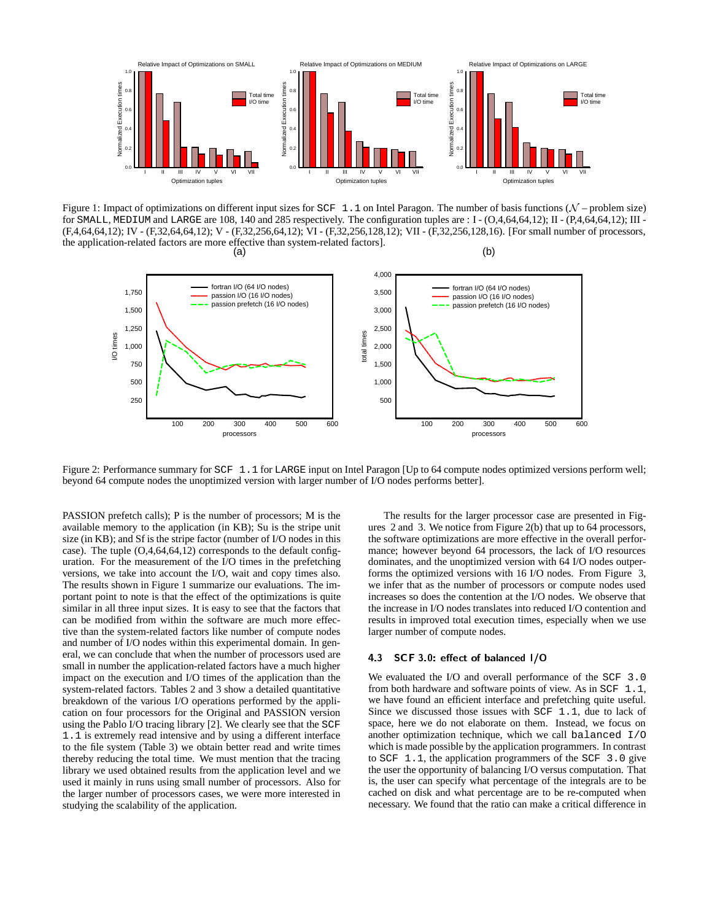Figure 1: Impact of optimizations on different input sizes for `SCF 1.1` on Intel Paragon. The number of basis functions ($\mathcal{N}$ – problem size) for `SMALL`, `MEDIUM` and `LARGE` are 108, 140 and 285 respectively. The configuration tuples are : I - (O,4,64,64,12); II - (P,4,64,64,12); III - (F,4,64,64,12); IV - (F,32,64,64,12); V - (F,32,256,64,12); VI - (F,32,256,128,12); VII - (F,32,256,128,16). [For small number of processors, the application-related factors are more effective than system-related factors].

Figure 2: Performance summary for `SCF 1.1` for `LARGE` input on Intel Paragon [Up to 64 compute nodes optimized versions perform well; beyond 64 compute nodes the unoptimized version with larger number of I/O nodes performs better].

PASSION prefetch calls); P is the number of processors; M is the available memory to the application (in KB); Su is the stripe unit size (in KB); and Sf is the stripe factor (number of I/O nodes in this case). The tuple (O,4,64,64,12) corresponds to the default configuration. For the measurement of the I/O times in the prefetching versions, we take into account the I/O, wait and copy times also. The results shown in Figure 1 summarize our evaluations. The important point to note is that the effect of the optimizations is quite similar in all three input sizes. It is easy to see that the factors that can be modified from within the software are much more effective than the system-related factors like number of compute nodes and number of I/O nodes within this experimental domain. In general, we can conclude that when the number of processors used are small in number the application-related factors have a much higher impact on the execution and I/O times of the application than the system-related factors. Tables 2 and 3 show a detailed quantitative breakdown of the various I/O operations performed by the application on four processors for the Original and PASSION version using the Pablo I/O tracing library [2]. We clearly see that the `SCF 1.1` is extremely read intensive and by using a different interface to the file system (Table 3) we obtain better read and write times thereby reducing the total time. We must mention that the tracing library we used obtained results from the application level and we used it mainly in runs using small number of processors. Also for the larger number of processors cases, we were more interested in studying the scalability of the application.

The results for the larger processor case are presented in Figures 2 and 3. We notice from Figure 2(b) that up to 64 processors, the software optimizations are more effective in the overall performance; however beyond 64 processors, the lack of I/O resources dominates, and the unoptimized version with 64 I/O nodes outperforms the optimized versions with 16 I/O nodes. From Figure 3, we infer that as the number of processors or compute nodes used increases so does the contention at the I/O nodes. We observe that the increase in I/O nodes translates into reduced I/O contention and results in improved total execution times, especially when we use larger number of compute nodes.

### 4.3 SCF 3.0: effect of balanced I/O

We evaluated the I/O and overall performance of the `SCF 3.0` from both hardware and software points of view. As in `SCF 1.1`, we have found an efficient interface and prefetching quite useful. Since we discussed those issues with `SCF 1.1`, due to lack of space, here we do not elaborate on them. Instead, we focus on another optimization technique, which we call `balanced I/O` which is made possible by the application programmers. In contrast to `SCF 1.1`, the application programmers of the `SCF 3.0` give the user the opportunity of balancing I/O versus computation. That is, the user can specify what percentage of the integrals are to be cached on disk and what percentage are to be re-computed when necessary. We found that the ratio can make a critical difference in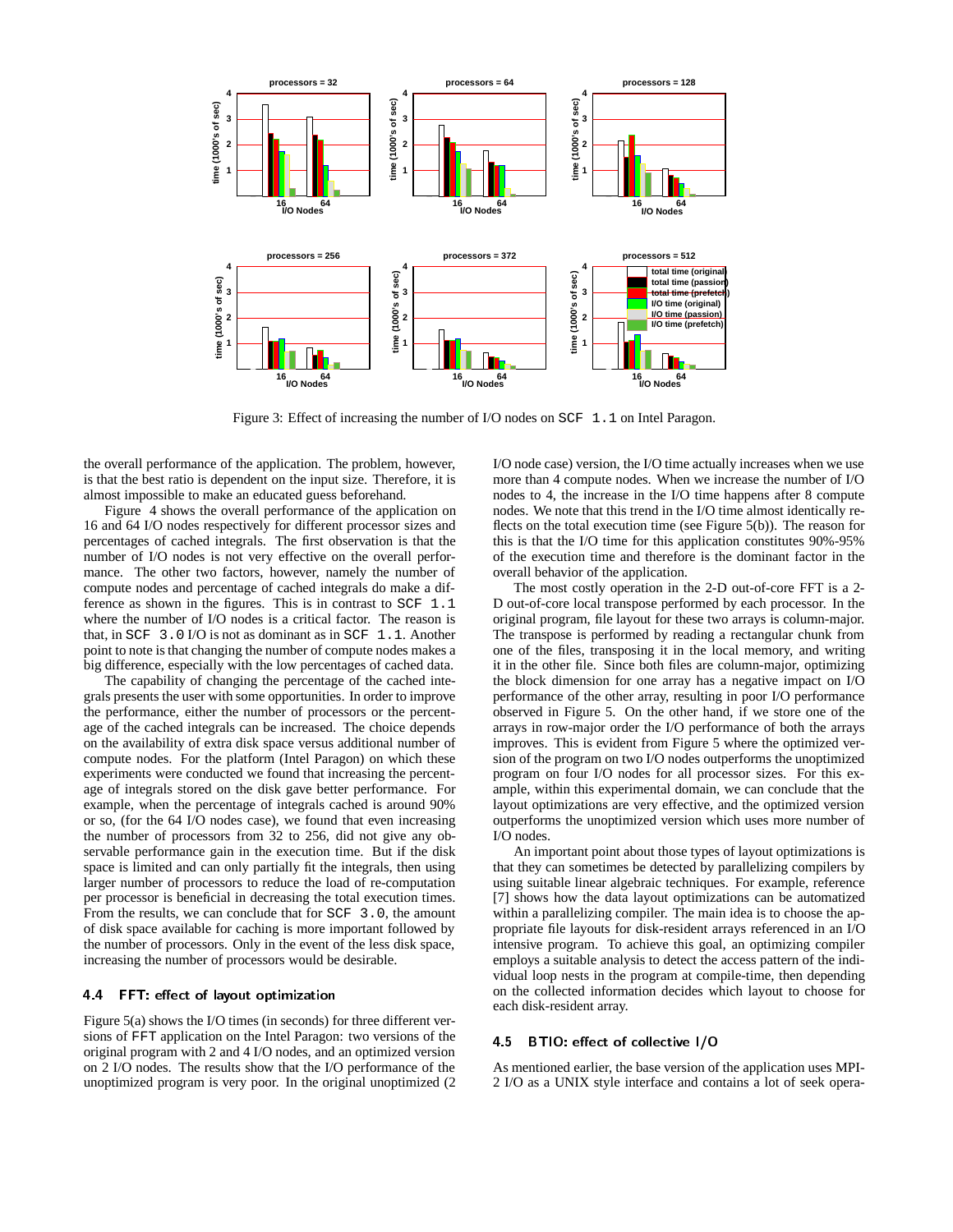Figure 3: Effect of increasing the number of I/O nodes on `SCF 1.1` on Intel Paragon.

the overall performance of the application. The problem, however, is that the best ratio is dependent on the input size. Therefore, it is almost impossible to make an educated guess beforehand.

Figure 4 shows the overall performance of the application on 16 and 64 I/O nodes respectively for different processor sizes and percentages of cached integrals. The first observation is that the number of I/O nodes is not very effective on the overall performance. The other two factors, however, namely the number of compute nodes and percentage of cached integrals do make a difference as shown in the figures. This is in contrast to `SCF 1.1` where the number of I/O nodes is a critical factor. The reason is that, in `SCF 3.0` I/O is not as dominant as in `SCF 1.1`. Another point to note is that changing the number of compute nodes makes a big difference, especially with the low percentages of cached data.

The capability of changing the percentage of the cached integrals presents the user with some opportunities. In order to improve the performance, either the number of processors or the percentage of the cached integrals can be increased. The choice depends on the availability of extra disk space versus additional number of compute nodes. For the platform (Intel Paragon) on which these experiments were conducted we found that increasing the percentage of integrals stored on the disk gave better performance. For example, when the percentage of integrals cached is around 90% or so, (for the 64 I/O nodes case), we found that even increasing the number of processors from 32 to 256, did not give any observable performance gain in the execution time. But if the disk space is limited and can only partially fit the integrals, then using larger number of processors to reduce the load of re-computation per processor is beneficial in decreasing the total execution times. From the results, we can conclude that for `SCF 3.0`, the amount of disk space available for caching is more important followed by the number of processors. Only in the event of the less disk space, increasing the number of processors would be desirable.

### 4.4 FFT: effect of layout optimization

Figure 5(a) shows the I/O times (in seconds) for three different versions of `FFT` application on the Intel Paragon: two versions of the original program with 2 and 4 I/O nodes, and an optimized version on 2 I/O nodes. The results show that the I/O performance of the unoptimized program is very poor. In the original unoptimized (2 I/O node case) version, the I/O time actually increases when we use more than 4 compute nodes. When we increase the number of I/O nodes to 4, the increase in the I/O time happens after 8 compute nodes. We note that this trend in the I/O time almost identically reflects on the total execution time (see Figure 5(b)). The reason for this is that the I/O time for this application constitutes 90%-95% of the execution time and therefore is the dominant factor in the overall behavior of the application.

The most costly operation in the 2-D out-of-core FFT is a 2-D out-of-core local transpose performed by each processor. In the original program, file layout for these two arrays is column-major. The transpose is performed by reading a rectangular chunk from one of the files, transposing it in the local memory, and writing it in the other file. Since both files are column-major, optimizing the block dimension for one array has a negative impact on I/O performance of the other array, resulting in poor I/O performance observed in Figure 5. On the other hand, if we store one of the arrays in row-major order the I/O performance of both the arrays improves. This is evident from Figure 5 where the optimized version of the program on two I/O nodes outperforms the unoptimized program on four I/O nodes for all processor sizes. For this example, within this experimental domain, we can conclude that the layout optimizations are very effective, and the optimized version outperforms the unoptimized version which uses more number of I/O nodes.

An important point about those types of layout optimizations is that they can sometimes be detected by parallelizing compilers by using suitable linear algebraic techniques. For example, reference [7] shows how the data layout optimizations can be automatized within a parallelizing compiler. The main idea is to choose the appropriate file layouts for disk-resident arrays referenced in an I/O intensive program. To achieve this goal, an optimizing compiler employs a suitable analysis to detect the access pattern of the individual loop nests in the program at compile-time, then depending on the collected information decides which layout to choose for each disk-resident array.

### 4.5 BTIO: effect of collective I/O

As mentioned earlier, the base version of the application uses MPI-2 I/O as a UNIX style interface and contains a lot of seek opera-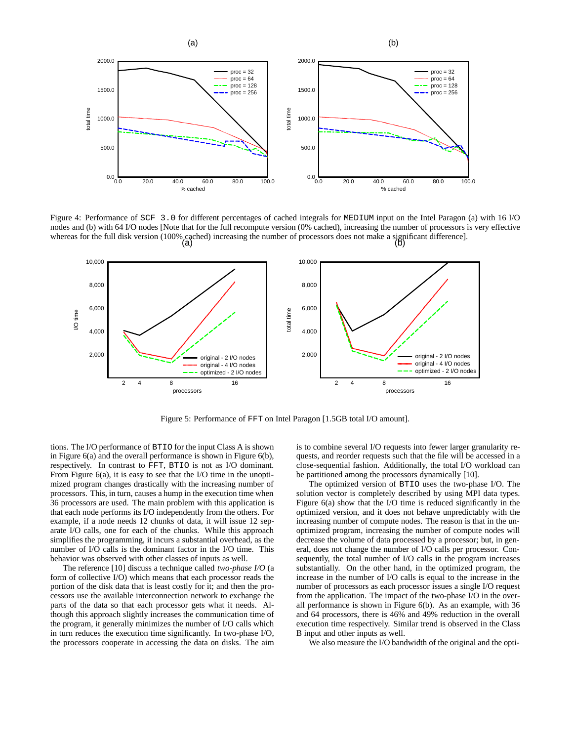(a)

2000.0
1500.0
1000.0
500.0
0.0
total time
0.0 20.0 40.0 60.0 80.0 100.0
% cached
proc = 32
proc = 64
proc = 128
proc = 256

(b)

2000.0
1500.0
1000.0
500.0
0.0
total time
0.0 20.0 40.0 60.0 80.0 100.0
% cached
proc = 32
proc = 64
proc = 128
proc = 256

Figure 4: Performance of `SCF 3.0` for different percentages of cached integrals for `MEDIUM` input on the Intel Paragon (a) with 16 I/O nodes and (b) with 64 I/O nodes [Note that for the full recompute version (0% cached), increasing the number of processors is very effective whereas for the full disk version (100% cached) increasing the number of processors does not make a significant difference].

(a)

10,000
8,000
6,000
4,000
2,000
I/O time
2 4 8 16
processors
original - 2 I/O nodes
original - 4 I/O nodes
optimized - 2 I/O nodes

(b)

10,000
8,000
6,000
4,000
2,000
total time
2 4 8 16
processors
original - 2 I/O nodes
original - 4 I/O nodes
optimized - 2 I/O nodes

Figure 5: Performance of `FFT` on Intel Paragon [1.5GB total I/O amount].

tions. The I/O performance of `BTIO` for the input Class A is shown in Figure 6(a) and the overall performance is shown in Figure 6(b), respectively. In contrast to `FFT`, `BTIO` is not as I/O dominant. From Figure 6(a), it is easy to see that the I/O time in the unoptimized program changes drastically with the increasing number of processors. This, in turn, causes a hump in the execution time when 36 processors are used. The main problem with this application is that each node performs its I/O independently from the others. For example, if a node needs 12 chunks of data, it will issue 12 separate I/O calls, one for each of the chunks. While this approach simplifies the programming, it incurs a substantial overhead, as the number of I/O calls is the dominant factor in the I/O time. This behavior was observed with other classes of inputs as well.

The reference [10] discuss a technique called *two-phase I/O* (a form of collective I/O) which means that each processor reads the portion of the disk data that is least costly for it; and then the processors use the available interconnection network to exchange the parts of the data so that each processor gets what it needs. Although this approach slightly increases the communication time of the program, it generally minimizes the number of I/O calls which in turn reduces the execution time significantly. In two-phase I/O, the processors cooperate in accessing the data on disks. The aim is to combine several I/O requests into fewer larger granularity requests, and reorder requests such that the file will be accessed in a close-sequential fashion. Additionally, the total I/O workload can be partitioned among the processors dynamically [10].

The optimized version of `BTIO` uses the two-phase I/O. The solution vector is completely described by using MPI data types. Figure 6(a) show that the I/O time is reduced significantly in the optimized version, and it does not behave unpredictably with the increasing number of compute nodes. The reason is that in the unoptimized program, increasing the number of compute nodes will decrease the volume of data processed by a processor; but, in general, does not change the number of I/O calls per processor. Consequently, the total number of I/O calls in the program increases substantially. On the other hand, in the optimized program, the increase in the number of I/O calls is equal to the increase in the number of processors as each processor issues a single I/O request from the application. The impact of the two-phase I/O in the overall performance is shown in Figure 6(b). As an example, with 36 and 64 processors, there is 46% and 49% reduction in the overall execution time respectively. Similar trend is observed in the Class B input and other inputs as well.

We also measure the I/O bandwidth of the original and the opti-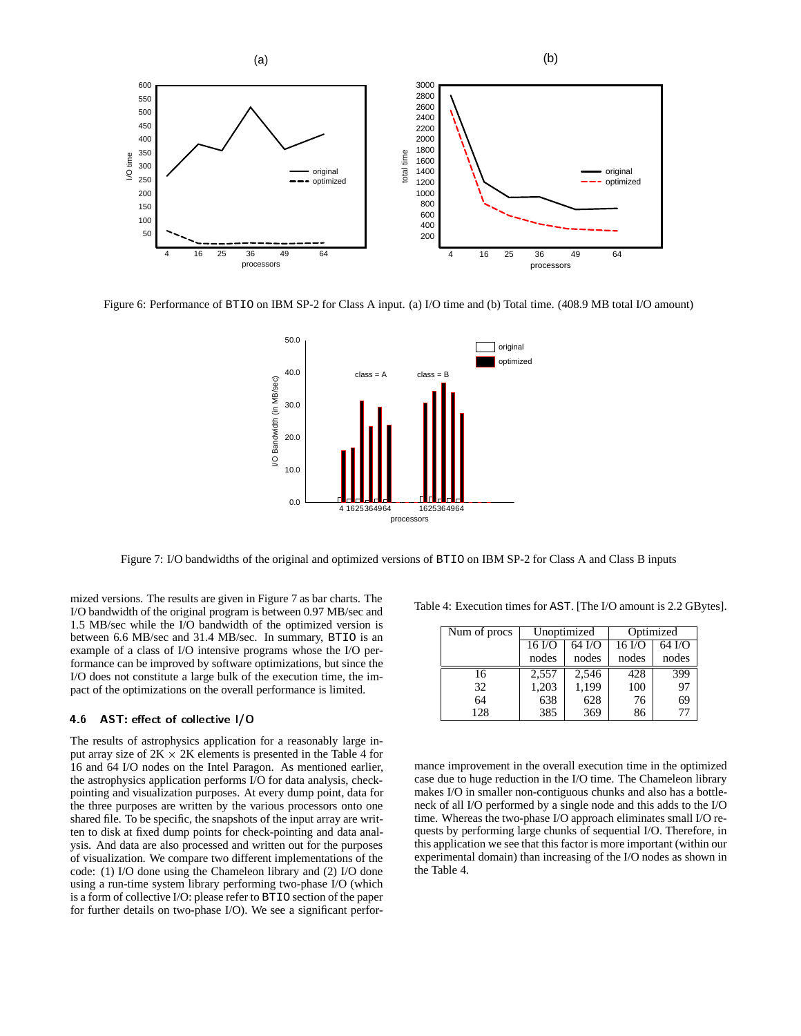(a)

600
550
500
450
400
350
300
250
200
150
100
50

I/O time

4 16 25 36 49 64

processors

original
optimized

(b)

3000
2800
2600
2400
2200
2000
1800
1600
1400
1200
1000
800
600
400
200

total time

4 16 25 36 49 64

processors

original
optimized

Figure 6: Performance of BTIO on IBM SP-2 for Class A input. (a) I/O time and (b) Total time. (408.9 MB total I/O amount)

50.0
40.0
30.0
20.0
10.0
0.0

I/O Bandwidth (in MB/sec)

class = A
class = B

original
optimized

4 1625364964
1625364964

processors

Figure 7: I/O bandwidths of the original and optimized versions of BTIO on IBM SP-2 for Class A and Class B inputs

mized versions. The results are given in Figure 7 as bar charts. The I/O bandwidth of the original program is between 0.97 MB/sec and 1.5 MB/sec while the I/O bandwidth of the optimized version is between 6.6 MB/sec and 31.4 MB/sec. In summary, BTIO is an example of a class of I/O intensive programs whose the I/O performance can be improved by software optimizations, but since the I/O does not constitute a large bulk of the execution time, the impact of the optimizations on the overall performance is limited.

### 4.6 AST: effect of collective I/O

The results of astrophysics application for a reasonably large input array size of 2K $\times$ 2K elements is presented in the Table 4 for 16 and 64 I/O nodes on the Intel Paragon. As mentioned earlier, the astrophysics application performs I/O for data analysis, checkpointing and visualization purposes. At every dump point, data for the three purposes are written by the various processors onto one shared file. To be specific, the snapshots of the input array are written to disk at fixed dump points for check-pointing and data analysis. And data are also processed and written out for the purposes of visualization. We compare two different implementations of the code: (1) I/O done using the Chameleon library and (2) I/O done using a run-time system library performing two-phase I/O (which is a form of collective I/O: please refer to BTIO section of the paper for further details on two-phase I/O). We see a significant performance improvement in the overall execution time in the optimized case due to huge reduction in the I/O time. The Chameleon library makes I/O in smaller non-contiguous chunks and also has a bottleneck of all I/O performed by a single node and this adds to the I/O time. Whereas the two-phase I/O approach eliminates small I/O requests by performing large chunks of sequential I/O. Therefore, in this application we see that this factor is more important (within our experimental domain) than increasing of the I/O nodes as shown in the Table 4.

Table 4: Execution times for AST. [The I/O amount is 2.2 GBytes].

| Num of procs | Unoptimized | | Optimized | |
|---|---|---|---|---|
| | 16 I/O nodes | 64 I/O nodes | 16 I/O nodes | 64 I/O nodes |
| 16 | 2,557 | 2,546 | 428 | 399 |
| 32 | 1,203 | 1,199 | 100 | 97 |
| 64 | 638 | 628 | 76 | 69 |
| 128 | 385 | 369 | 86 | 77 |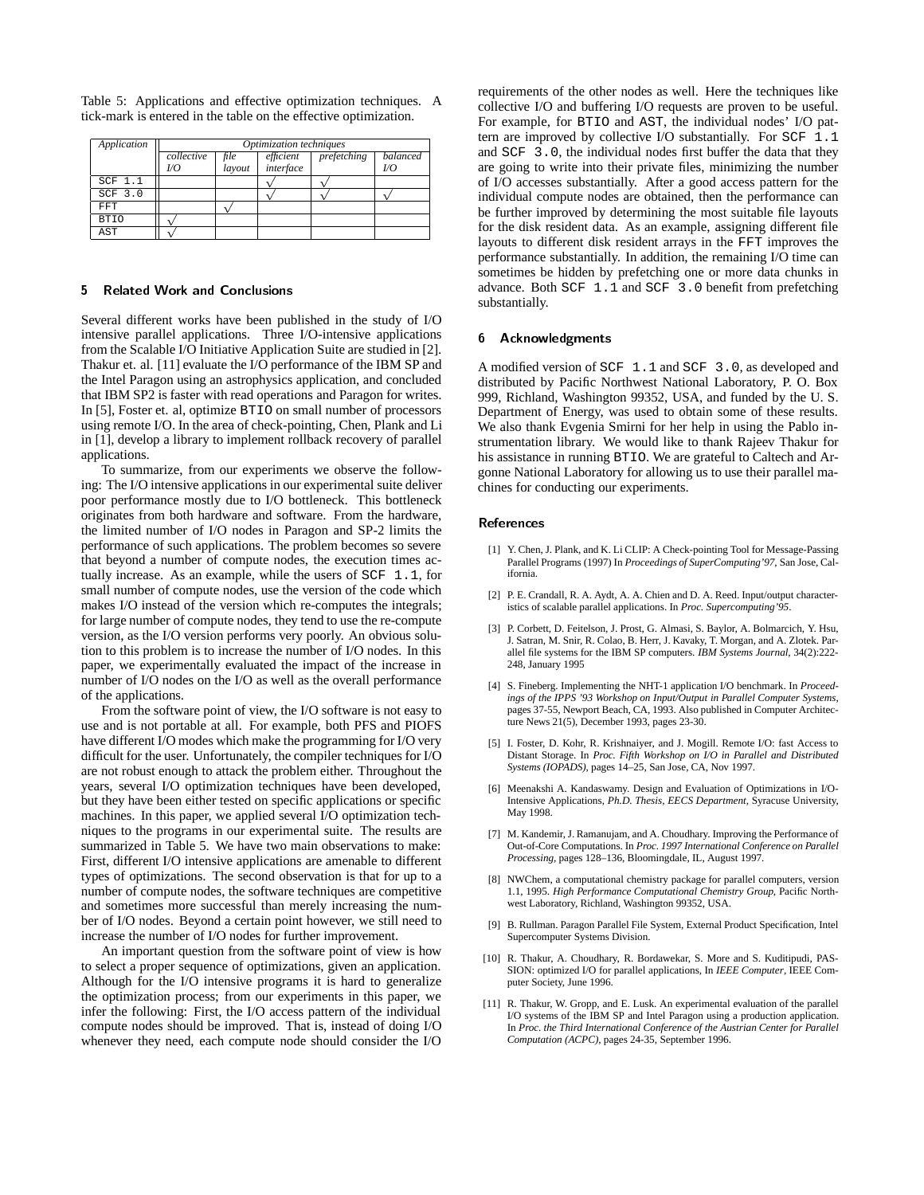Table 5: Applications and effective optimization techniques. A tick-mark is entered in the table on the effective optimization.

| Application | Optimization techniques | | | | |
|---|---|---|---|---|---|
| | collective I/O | file layout | efficient interface | prefetching | balanced I/O |
| SCF 1.1 | | | √ | √ | |
| SCF 3.0 | | | √ | √ | √ |
| FFT | | √ | | | |
| BTIO | √ | | | | |
| AST | √ | | | | |

## 5 Related Work and Conclusions

Several different works have been published in the study of I/O intensive parallel applications. Three I/O-intensive applications from the Scalable I/O Initiative Application Suite are studied in [2]. Thakur et. al. [11] evaluate the I/O performance of the IBM SP and the Intel Paragon using an astrophysics application, and concluded that IBM SP2 is faster with read operations and Paragon for writes. In [5], Foster et. al, optimize BTIO on small number of processors using remote I/O. In the area of check-pointing, Chen, Plank and Li in [1], develop a library to implement rollback recovery of parallel applications.

To summarize, from our experiments we observe the following: The I/O intensive applications in our experimental suite deliver poor performance mostly due to I/O bottleneck. This bottleneck originates from both hardware and software. From the hardware, the limited number of I/O nodes in Paragon and SP-2 limits the performance of such applications. The problem becomes so severe that beyond a number of compute nodes, the execution times actually increase. As an example, while the users of SCF 1.1, for small number of compute nodes, use the version of the code which makes I/O instead of the version which re-computes the integrals; for large number of compute nodes, they tend to use the re-compute version, as the I/O version performs very poorly. An obvious solution to this problem is to increase the number of I/O nodes. In this paper, we experimentally evaluated the impact of the increase in number of I/O nodes on the I/O as well as the overall performance of the applications.

From the software point of view, the I/O software is not easy to use and is not portable at all. For example, both PFS and PIOFS have different I/O modes which make the programming for I/O very difficult for the user. Unfortunately, the compiler techniques for I/O are not robust enough to attack the problem either. Throughout the years, several I/O optimization techniques have been developed, but they have been either tested on specific applications or specific machines. In this paper, we applied several I/O optimization techniques to the programs in our experimental suite. The results are summarized in Table 5. We have two main observations to make: First, different I/O intensive applications are amenable to different types of optimizations. The second observation is that for up to a number of compute nodes, the software techniques are competitive and sometimes more successful than merely increasing the number of I/O nodes. Beyond a certain point however, we still need to increase the number of I/O nodes for further improvement.

An important question from the software point of view is how to select a proper sequence of optimizations, given an application. Although for the I/O intensive programs it is hard to generalize the optimization process; from our experiments in this paper, we infer the following: First, the I/O access pattern of the individual compute nodes should be improved. That is, instead of doing I/O whenever they need, each compute node should consider the I/O requirements of the other nodes as well. Here the techniques like collective I/O and buffering I/O requests are proven to be useful. For example, for BTIO and AST, the individual nodes' I/O pattern are improved by collective I/O substantially. For SCF 1.1 and SCF 3.0, the individual nodes first buffer the data that they are going to write into their private files, minimizing the number of I/O accesses substantially. After a good access pattern for the individual compute nodes are obtained, then the performance can be further improved by determining the most suitable file layouts for the disk resident data. As an example, assigning different file layouts to different disk resident arrays in the FFT improves the performance substantially. In addition, the remaining I/O time can sometimes be hidden by prefetching one or more data chunks in advance. Both SCF 1.1 and SCF 3.0 benefit from prefetching substantially.

## 6 Acknowledgments

A modified version of SCF 1.1 and SCF 3.0, as developed and distributed by Pacific Northwest National Laboratory, P. O. Box 999, Richland, Washington 99352, USA, and funded by the U. S. Department of Energy, was used to obtain some of these results. We also thank Evgenia Smirni for her help in using the Pablo instrumentation library. We would like to thank Rajeev Thakur for his assistance in running BTIO. We are grateful to Caltech and Argonne National Laboratory for allowing us to use their parallel machines for conducting our experiments.

## References

[1] Y. Chen, J. Plank, and K. Li CLIP: A Check-pointing Tool for Message-Passing Parallel Programs (1997) In *Proceedings of SuperComputing'97*, San Jose, California.

[2] P. E. Crandall, R. A. Aydt, A. A. Chien and D. A. Reed. Input/output characteristics of scalable parallel applications. In *Proc. Supercomputing'95*.

[3] P. Corbett, D. Feitelson, J. Prost, G. Almasi, S. Baylor, A. Bolmarcich, Y. Hsu, J. Satran, M. Snir, R. Colao, B. Herr, J. Kavaky, T. Morgan, and A. Zlotek. Parallel file systems for the IBM SP computers. *IBM Systems Journal*, 34(2):222-248, January 1995

[4] S. Fineberg. Implementing the NHT-1 application I/O benchmark. In *Proceedings of the IPPS '93 Workshop on Input/Output in Parallel Computer Systems*, pages 37-55, Newport Beach, CA, 1993. Also published in Computer Architecture News 21(5), December 1993, pages 23-30.

[5] I. Foster, D. Kohr, R. Krishnaiyer, and J. Mogill. Remote I/O: fast Access to Distant Storage. In *Proc. Fifth Workshop on I/O in Parallel and Distributed Systems (IOPADS)*, pages 14–25, San Jose, CA, Nov 1997.

[6] Meenakshi A. Kandaswamy. Design and Evaluation of Optimizations in I/O-Intensive Applications, *Ph.D. Thesis, EECS Department*, Syracuse University, May 1998.

[7] M. Kandemir, J. Ramanujam, and A. Choudhary. Improving the Performance of Out-of-Core Computations. In *Proc. 1997 International Conference on Parallel Processing*, pages 128–136, Bloomingdale, IL, August 1997.

[8] NWChem, a computational chemistry package for parallel computers, version 1.1, 1995. *High Performance Computational Chemistry Group*, Pacific Northwest Laboratory, Richland, Washington 99352, USA.

[9] B. Rullman. Paragon Parallel File System, External Product Specification, Intel Supercomputer Systems Division.

[10] R. Thakur, A. Choudhary, R. Bordawekar, S. More and S. Kuditipudi, PASSION: optimized I/O for parallel applications, In *IEEE Computer*, IEEE Computer Society, June 1996.

[11] R. Thakur, W. Gropp, and E. Lusk. An experimental evaluation of the parallel I/O systems of the IBM SP and Intel Paragon using a production application. In *Proc. the Third International Conference of the Austrian Center for Parallel Computation (ACPC)*, pages 24-35, September 1996.